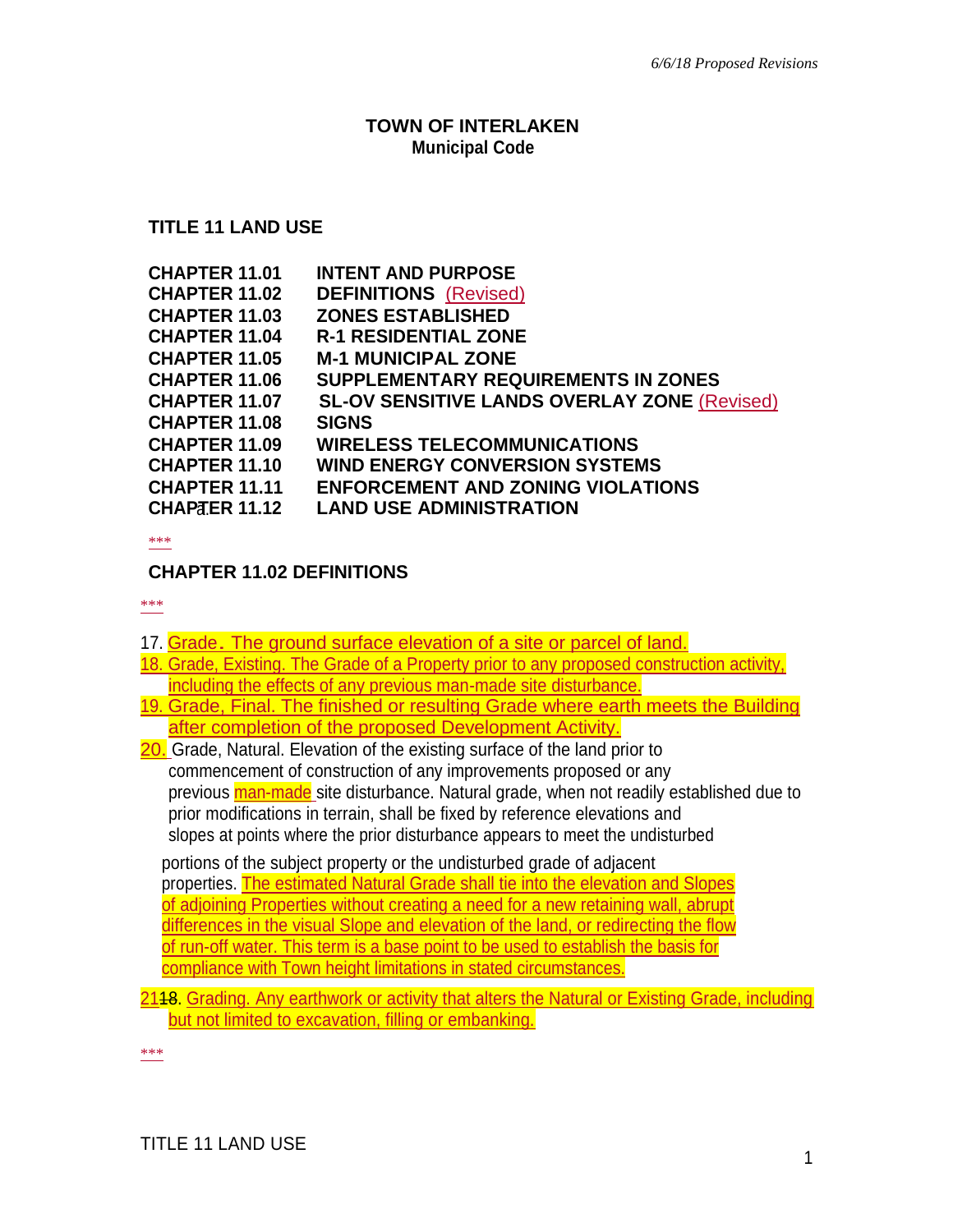*6/6/18 Proposed Revisions*

**TOWN OF INTERLAKEN**
**Municipal Code**

## TITLE 11 LAND USE

| | |
|---|---|
| **CHAPTER 11.01** | **INTENT AND PURPOSE** |
| **CHAPTER 11.02** | **DEFINITIONS** (Revised) |
| **CHAPTER 11.03** | **ZONES ESTABLISHED** |
| **CHAPTER 11.04** | **R-1 RESIDENTIAL ZONE** |
| **CHAPTER 11.05** | **M-1 MUNICIPAL ZONE** |
| **CHAPTER 11.06** | **SUPPLEMENTARY REQUIREMENTS IN ZONES** |
| **CHAPTER 11.07** | **SL-OV SENSITIVE LANDS OVERLAY ZONE** (Revised) |
| **CHAPTER 11.08** | **SIGNS** |
| **CHAPTER 11.09** | **WIRELESS TELECOMMUNICATIONS** |
| **CHAPTER 11.10** | **WIND ENERGY CONVERSION SYSTEMS** |
| **CHAPTER 11.11** | **ENFORCEMENT AND ZONING VIOLATIONS** |
| **CHAPTER 11.12** | **LAND USE ADMINISTRATION** |

***

## CHAPTER 11.02 DEFINITIONS

***

17. Grade. The ground surface elevation of a site or parcel of land.
18. Grade, Existing. The Grade of a Property prior to any proposed construction activity, including the effects of any previous man-made site disturbance.
19. Grade, Final. The finished or resulting Grade where earth meets the Building after completion of the proposed Development Activity.
20. Grade, Natural. Elevation of the existing surface of the land prior to commencement of construction of any improvements proposed or any previous man-made site disturbance. Natural grade, when not readily established due to prior modifications in terrain, shall be fixed by reference elevations and slopes at points where the prior disturbance appears to meet the undisturbed portions of the subject property or the undisturbed grade of adjacent properties. The estimated Natural Grade shall tie into the elevation and Slopes of adjoining Properties without creating a need for a new retaining wall, abrupt differences in the visual Slope and elevation of the land, or redirecting the flow of run-off water. This term is a base point to be used to establish the basis for compliance with Town height limitations in stated circumstances.
21~~18~~. Grading. Any earthwork or activity that alters the Natural or Existing Grade, including but not limited to excavation, filling or embanking.

***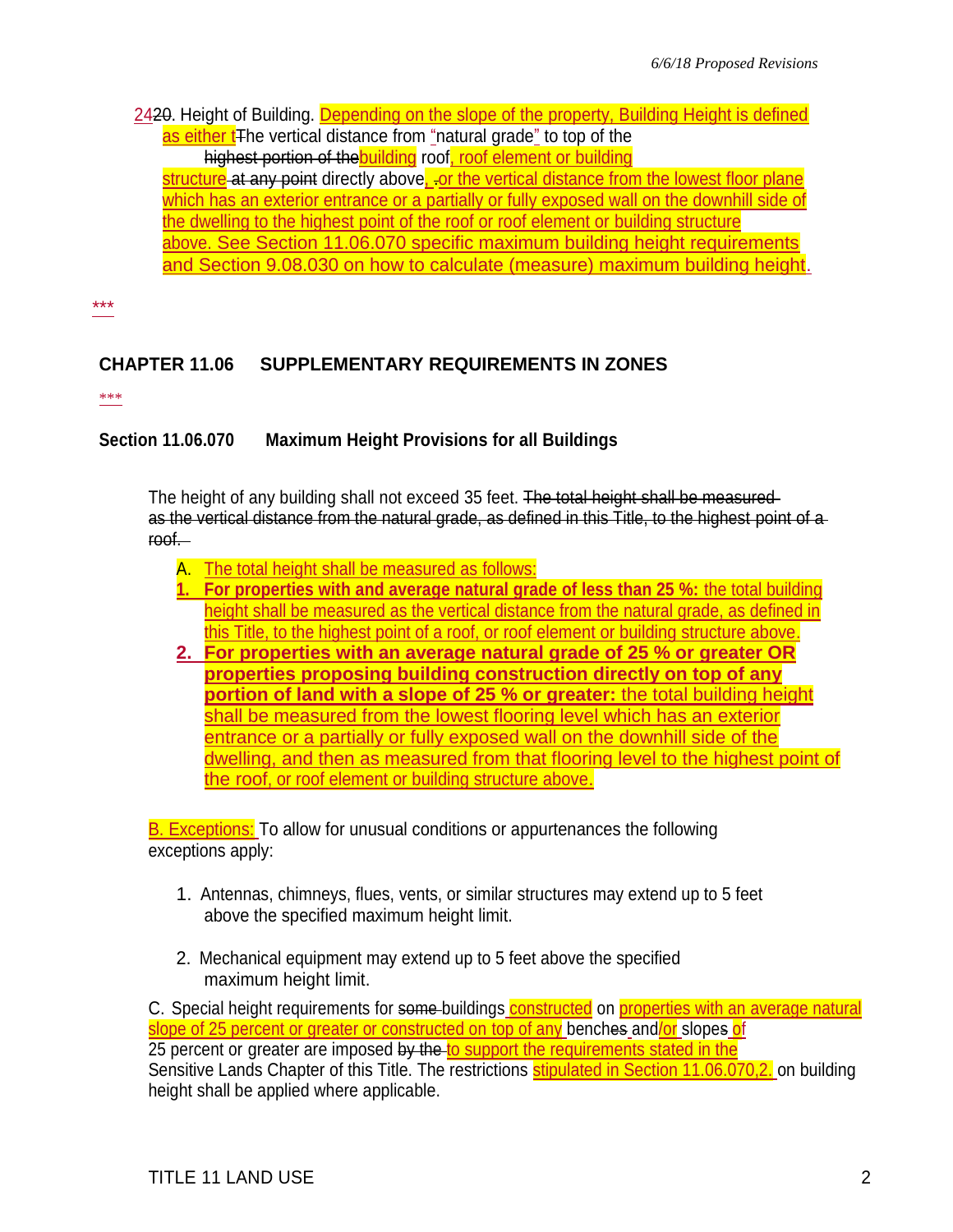2420. Height of Building. Depending on the slope of the property, Building Height is defined as either tThe vertical distance from "natural grade" to top of the highest portion of thebuilding roof, roof element or building structure at any point directly above, .or the vertical distance from the lowest floor plane which has an exterior entrance or a partially or fully exposed wall on the downhill side of the dwelling to the highest point of the roof or roof element or building structure above. See Section 11.06.070 specific maximum building height requirements and Section 9.08.030 on how to calculate (measure) maximum building height.

***

## CHAPTER 11.06 SUPPLEMENTARY REQUIREMENTS IN ZONES

***

### Section 11.06.070 Maximum Height Provisions for all Buildings

The height of any building shall not exceed 35 feet. ~~The total height shall be measured as the vertical distance from the natural grade, as defined in this Title, to the highest point of a roof.~~

A. The total height shall be measured as follows:

1. **For properties with and average natural grade of less than 25 %:** the total building height shall be measured as the vertical distance from the natural grade, as defined in this Title, to the highest point of a roof, or roof element or building structure above.
2. **For properties with an average natural grade of 25 % or greater OR properties proposing building construction directly on top of any portion of land with a slope of 25 % or greater:** the total building height shall be measured from the lowest flooring level which has an exterior entrance or a partially or fully exposed wall on the downhill side of the dwelling, and then as measured from that flooring level to the highest point of the roof, or roof element or building structure above.

B. Exceptions: To allow for unusual conditions or appurtenances the following exceptions apply:

1. Antennas, chimneys, flues, vents, or similar structures may extend up to 5 feet above the specified maximum height limit.

2. Mechanical equipment may extend up to 5 feet above the specified maximum height limit.

C. Special height requirements for ~~some~~ buildings constructed on properties with an average natural slope of 25 percent or greater or constructed on top of any benches and/or slopes of 25 percent or greater are imposed ~~by the~~ to support the requirements stated in the Sensitive Lands Chapter of this Title. The restrictions stipulated in Section 11.06.070,2. on building height shall be applied where applicable.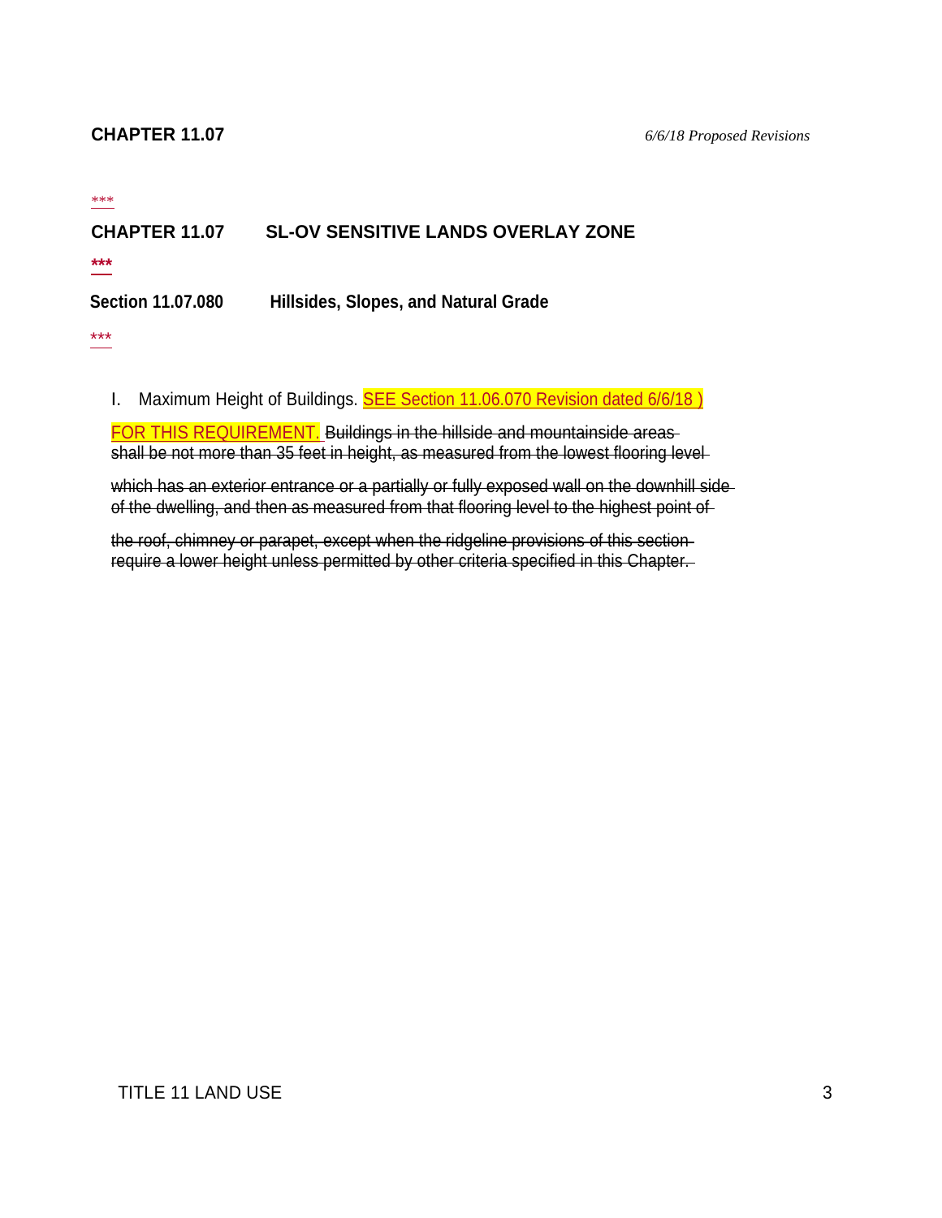**CHAPTER 11.07** *6/6/18 Proposed Revisions*

\*\*\*

**CHAPTER 11.07 SL-OV SENSITIVE LANDS OVERLAY ZONE**

**\*\*\***

**Section 11.07.080 Hillsides, Slopes, and Natural Grade**

\*\*\*

I. Maximum Height of Buildings. SEE Section 11.06.070 Revision dated 6/6/18 ) FOR THIS REQUIREMENT. ~~Buildings in the hillside and mountainside areas shall be not more than 35 feet in height, as measured from the lowest flooring level which has an exterior entrance or a partially or fully exposed wall on the downhill side of the dwelling, and then as measured from that flooring level to the highest point of the roof, chimney or parapet, except when the ridgeline provisions of this section require a lower height unless permitted by other criteria specified in this Chapter.~~